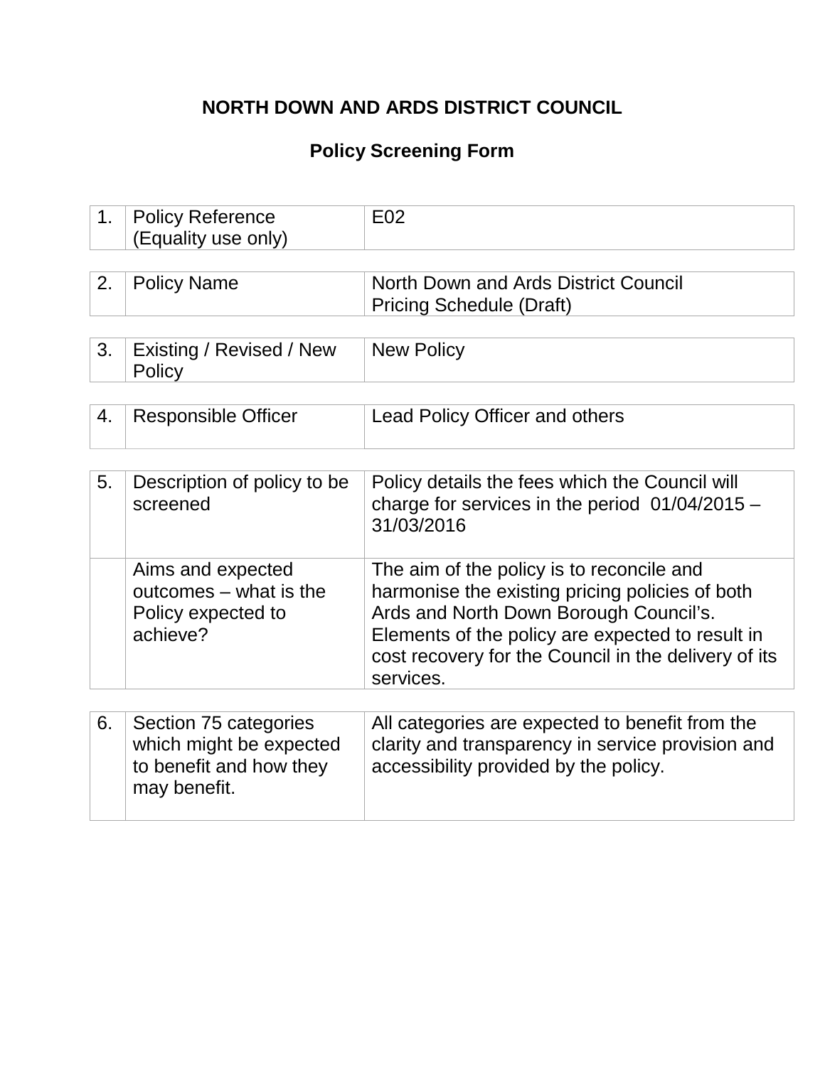# NORTH DOWN AND ARDS DISTRICT COUNCIL

## Policy Screening Form

| | | |
|---|---|---|
| 1. | Policy Reference (Equality use only) | E02 |

| | | |
|---|---|---|
| 2. | Policy Name | North Down and Ards District Council Pricing Schedule (Draft) |

| | | |
|---|---|---|
| 3. | Existing / Revised / New Policy | New Policy |

| | | |
|---|---|---|
| 4. | Responsible Officer | Lead Policy Officer and others |

| | | |
|---|---|---|
| 5. | Description of policy to be screened | Policy details the fees which the Council will charge for services in the period 01/04/2015 – 31/03/2016 |
| | Aims and expected outcomes – what is the Policy expected to achieve? | The aim of the policy is to reconcile and harmonise the existing pricing policies of both Ards and North Down Borough Council's. Elements of the policy are expected to result in cost recovery for the Council in the delivery of its services. |

| | | |
|---|---|---|
| 6. | Section 75 categories which might be expected to benefit and how they may benefit. | All categories are expected to benefit from the clarity and transparency in service provision and accessibility provided by the policy. |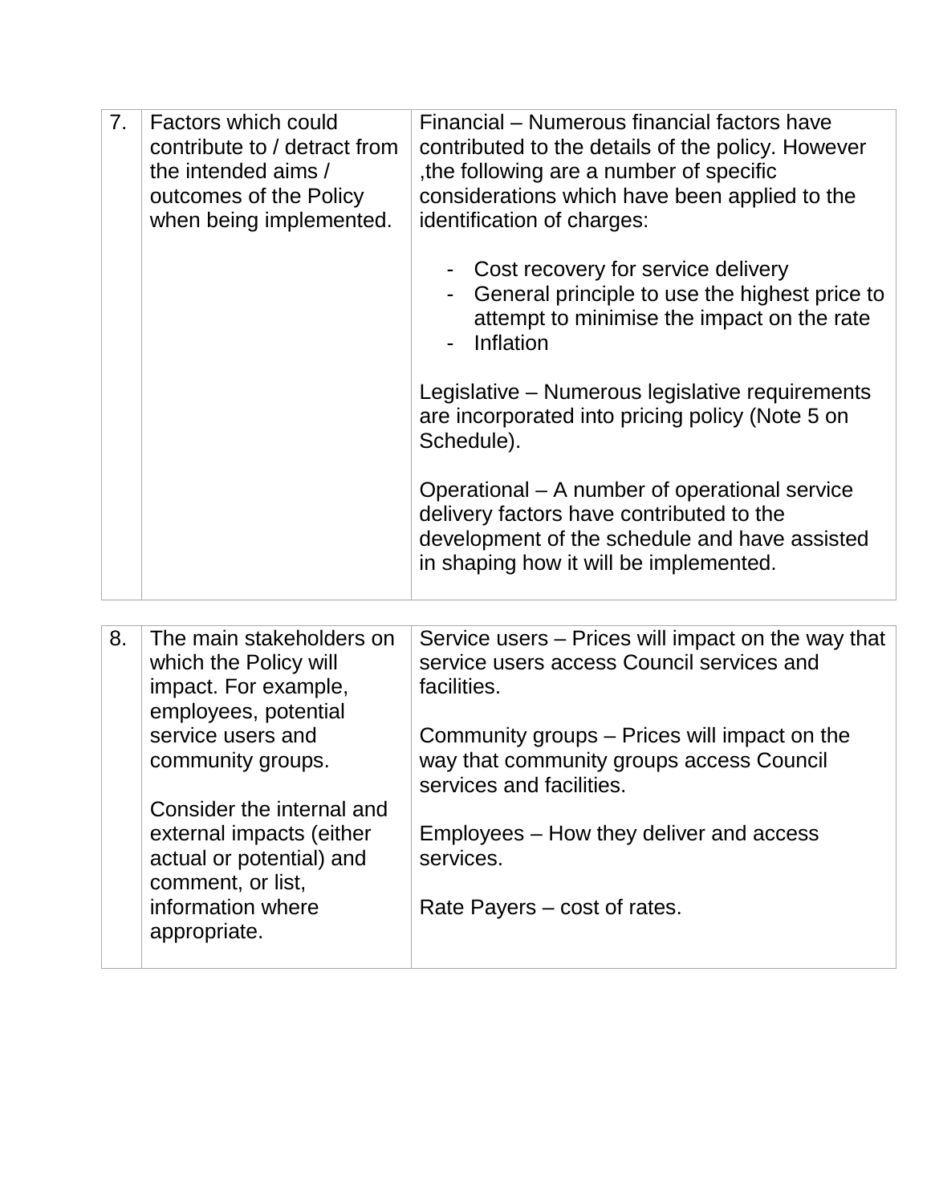| | | |
|---|---|---|
| 7. | Factors which could contribute to / detract from the intended aims / outcomes of the Policy when being implemented. | Financial – Numerous financial factors have contributed to the details of the policy. However ,the following are a number of specific considerations which have been applied to the identification of charges:<br><br>- Cost recovery for service delivery<br>- General principle to use the highest price to attempt to minimise the impact on the rate<br>- Inflation<br><br>Legislative – Numerous legislative requirements are incorporated into pricing policy (Note 5 on Schedule).<br><br>Operational – A number of operational service delivery factors have contributed to the development of the schedule and have assisted in shaping how it will be implemented. |

| | | |
|---|---|---|
| 8. | The main stakeholders on which the Policy will impact. For example, employees, potential service users and community groups.<br><br>Consider the internal and external impacts (either actual or potential) and comment, or list, information where appropriate. | Service users – Prices will impact on the way that service users access Council services and facilities.<br><br>Community groups – Prices will impact on the way that community groups access Council services and facilities.<br><br>Employees – How they deliver and access services.<br><br>Rate Payers – cost of rates. |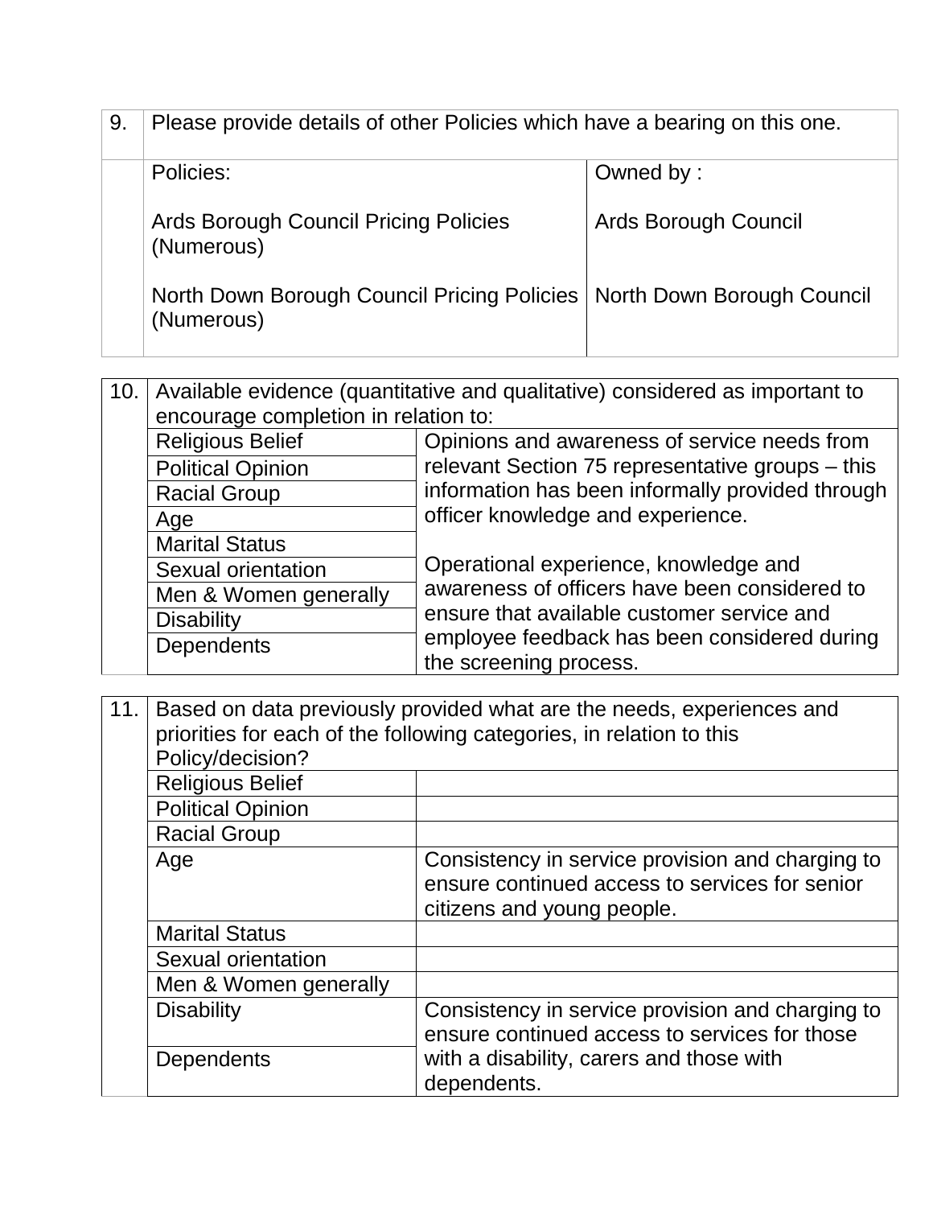| 9. | Please provide details of other Policies which have a bearing on this one. | |
|---|---|---|
| | Policies: | Owned by : |
| | Ards Borough Council Pricing Policies (Numerous) | Ards Borough Council |
| | North Down Borough Council Pricing Policies (Numerous) | North Down Borough Council |

| 10. | Available evidence (quantitative and qualitative) considered as important to encourage completion in relation to: | |
|---|---|---|
| | Religious Belief | Opinions and awareness of service needs from relevant Section 75 representative groups – this information has been informally provided through officer knowledge and experience.<br><br>Operational experience, knowledge and awareness of officers have been considered to ensure that available customer service and employee feedback has been considered during the screening process. |
| | Political Opinion | |
| | Racial Group | |
| | Age | |
| | Marital Status | |
| | Sexual orientation | |
| | Men & Women generally | |
| | Disability | |
| | Dependents | |

| 11. | Based on data previously provided what are the needs, experiences and priorities for each of the following categories, in relation to this Policy/decision? | |
|---|---|---|
| | Religious Belief | |
| | Political Opinion | |
| | Racial Group | |
| | Age | Consistency in service provision and charging to ensure continued access to services for senior citizens and young people. |
| | Marital Status | |
| | Sexual orientation | |
| | Men & Women generally | |
| | Disability | Consistency in service provision and charging to ensure continued access to services for those with a disability, carers and those with dependents. |
| | Dependents | |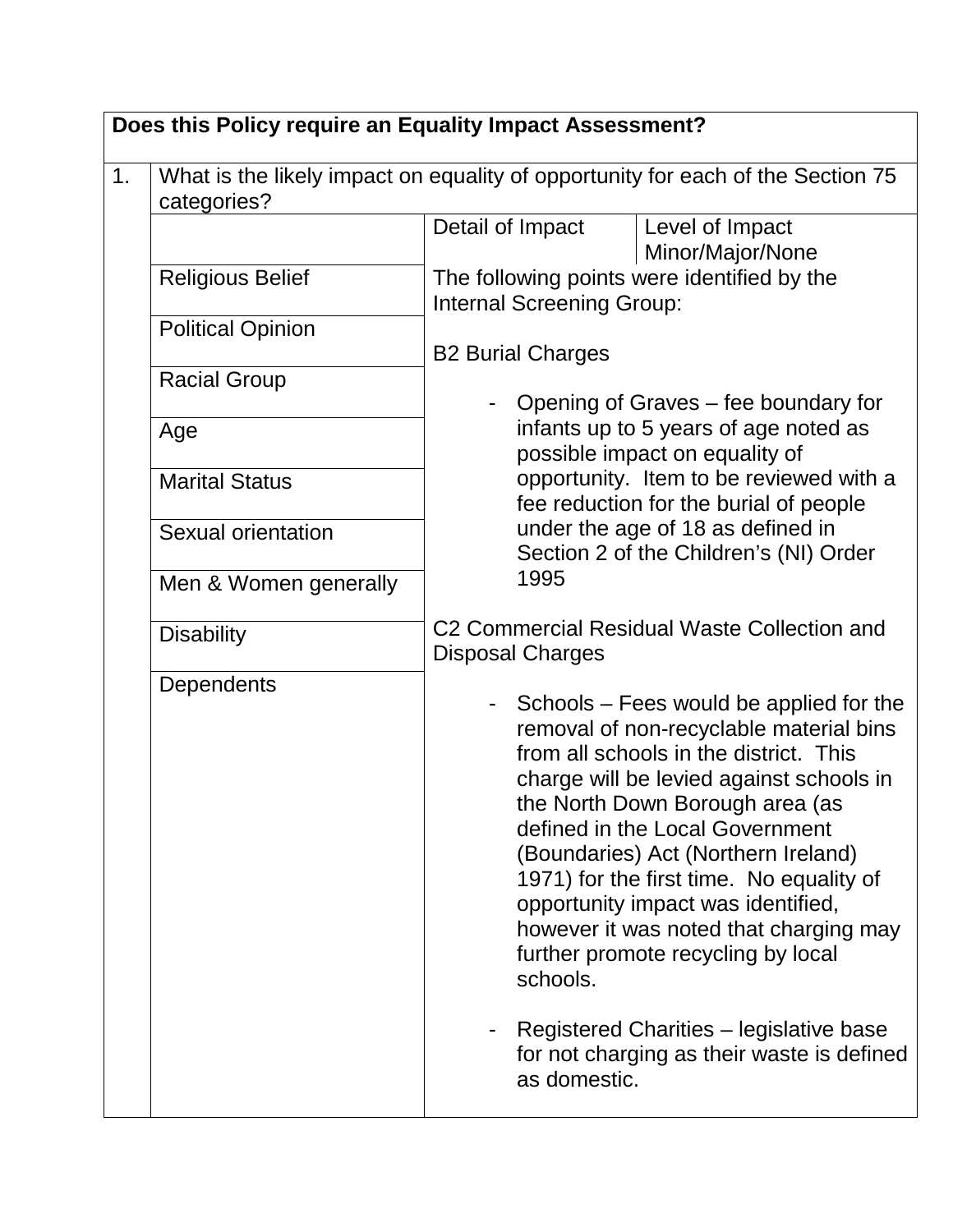| Does this Policy require an Equality Impact Assessment? | | | |
|---|---|---|---|
| 1. | What is the likely impact on equality of opportunity for each of the Section 75 categories? | | |
| | | Detail of Impact | Level of Impact Minor/Major/None |
| | Religious Belief | The following points were identified by the Internal Screening Group:<br><br>B2 Burial Charges<br><br>- Opening of Graves – fee boundary for infants up to 5 years of age noted as possible impact on equality of opportunity. Item to be reviewed with a fee reduction for the burial of people under the age of 18 as defined in Section 2 of the Children's (NI) Order 1995<br><br>C2 Commercial Residual Waste Collection and Disposal Charges<br><br>- Schools – Fees would be applied for the removal of non-recyclable material bins from all schools in the district. This charge will be levied against schools in the North Down Borough area (as defined in the Local Government (Boundaries) Act (Northern Ireland) 1971) for the first time. No equality of opportunity impact was identified, however it was noted that charging may further promote recycling by local schools.<br><br>- Registered Charities – legislative base for not charging as their waste is defined as domestic. | |
| | Political Opinion | | |
| | Racial Group | | |
| | Age | | |
| | Marital Status | | |
| | Sexual orientation | | |
| | Men & Women generally | | |
| | Disability | | |
| | Dependents | | |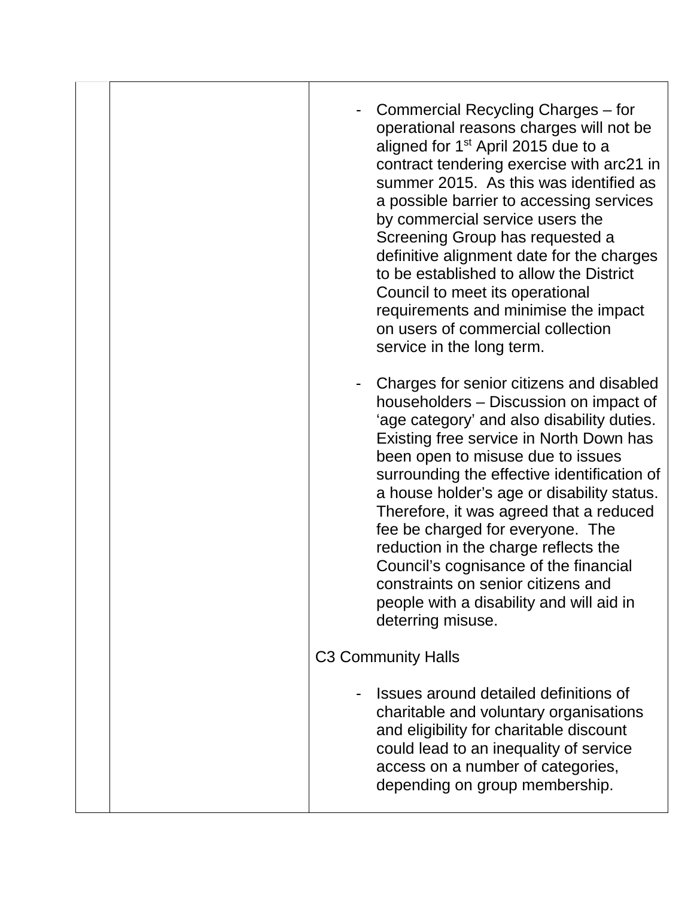| | | |
|---|---|---|
| | | - Commercial Recycling Charges – for operational reasons charges will not be aligned for 1st April 2015 due to a contract tendering exercise with arc21 in summer 2015. As this was identified as a possible barrier to accessing services by commercial service users the Screening Group has requested a definitive alignment date for the charges to be established to allow the District Council to meet its operational requirements and minimise the impact on users of commercial collection service in the long term.<br><br>- Charges for senior citizens and disabled householders – Discussion on impact of 'age category' and also disability duties. Existing free service in North Down has been open to misuse due to issues surrounding the effective identification of a house holder's age or disability status. Therefore, it was agreed that a reduced fee be charged for everyone. The reduction in the charge reflects the Council's cognisance of the financial constraints on senior citizens and people with a disability and will aid in deterring misuse.<br><br>C3 Community Halls<br><br>- Issues around detailed definitions of charitable and voluntary organisations and eligibility for charitable discount could lead to an inequality of service access on a number of categories, depending on group membership. |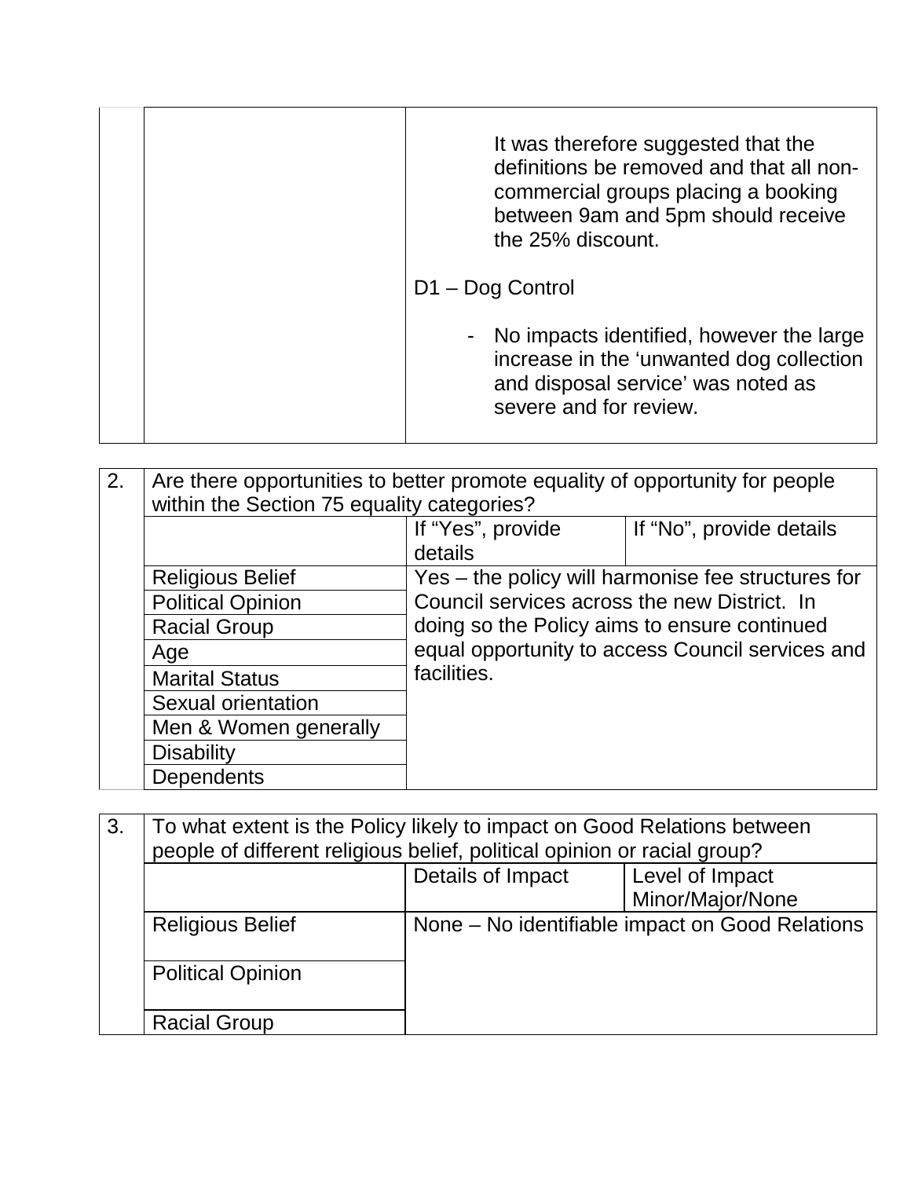| | | |
|---|---|---|
| | | It was therefore suggested that the definitions be removed and that all non-commercial groups placing a booking between 9am and 5pm should receive the 25% discount.<br><br>D1 – Dog Control<br><br>- No impacts identified, however the large increase in the 'unwanted dog collection and disposal service' was noted as severe and for review. |

| 2. | Are there opportunities to better promote equality of opportunity for people within the Section 75 equality categories? | | |
|---|---|---|---|
| | | If "Yes", provide details | If "No", provide details |
| | Religious Belief | Yes – the policy will harmonise fee structures for Council services across the new District. In doing so the Policy aims to ensure continued equal opportunity to access Council services and facilities. | |
| | Political Opinion | | |
| | Racial Group | | |
| | Age | | |
| | Marital Status | | |
| | Sexual orientation | | |
| | Men & Women generally | | |
| | Disability | | |
| | Dependents | | |

| 3. | To what extent is the Policy likely to impact on Good Relations between people of different religious belief, political opinion or racial group? | | |
|---|---|---|---|
| | | Details of Impact | Level of Impact Minor/Major/None |
| | Religious Belief | None – No identifiable impact on Good Relations | |
| | Political Opinion | | |
| | Racial Group | | |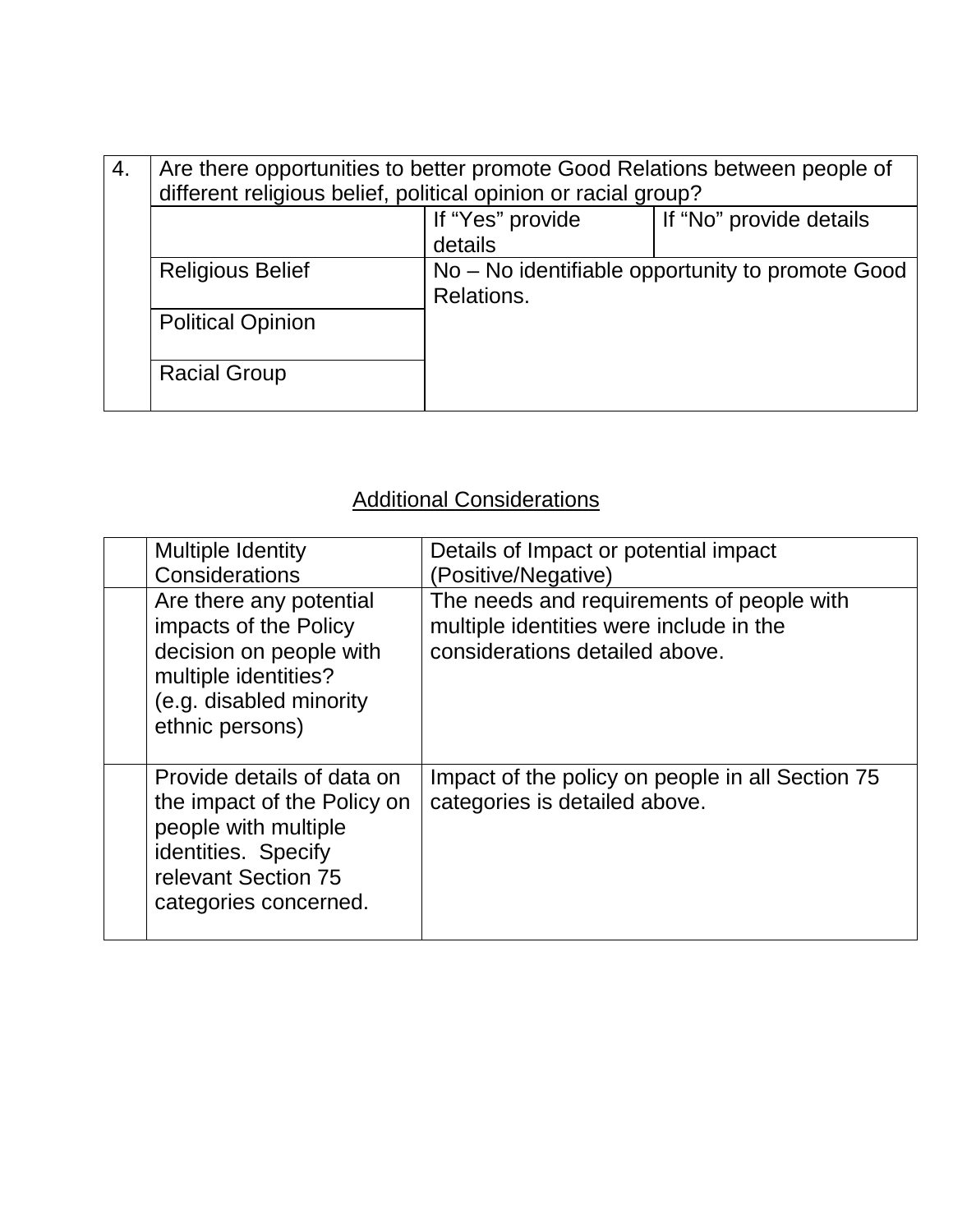| 4. | Are there opportunities to better promote Good Relations between people of different religious belief, political opinion or racial group? | | |
|---|---|---|---|
| | | If "Yes" provide details | If "No" provide details |
| | Religious Belief | No – No identifiable opportunity to promote Good Relations. | |
| | Political Opinion | | |
| | Racial Group | | |

<u>Additional Considerations</u>

| | Multiple Identity Considerations | Details of Impact or potential impact (Positive/Negative) |
|---|---|---|
| | Are there any potential impacts of the Policy decision on people with multiple identities? (e.g. disabled minority ethnic persons) | The needs and requirements of people with multiple identities were include in the considerations detailed above. |
| | Provide details of data on the impact of the Policy on people with multiple identities. Specify relevant Section 75 categories concerned. | Impact of the policy on people in all Section 75 categories is detailed above. |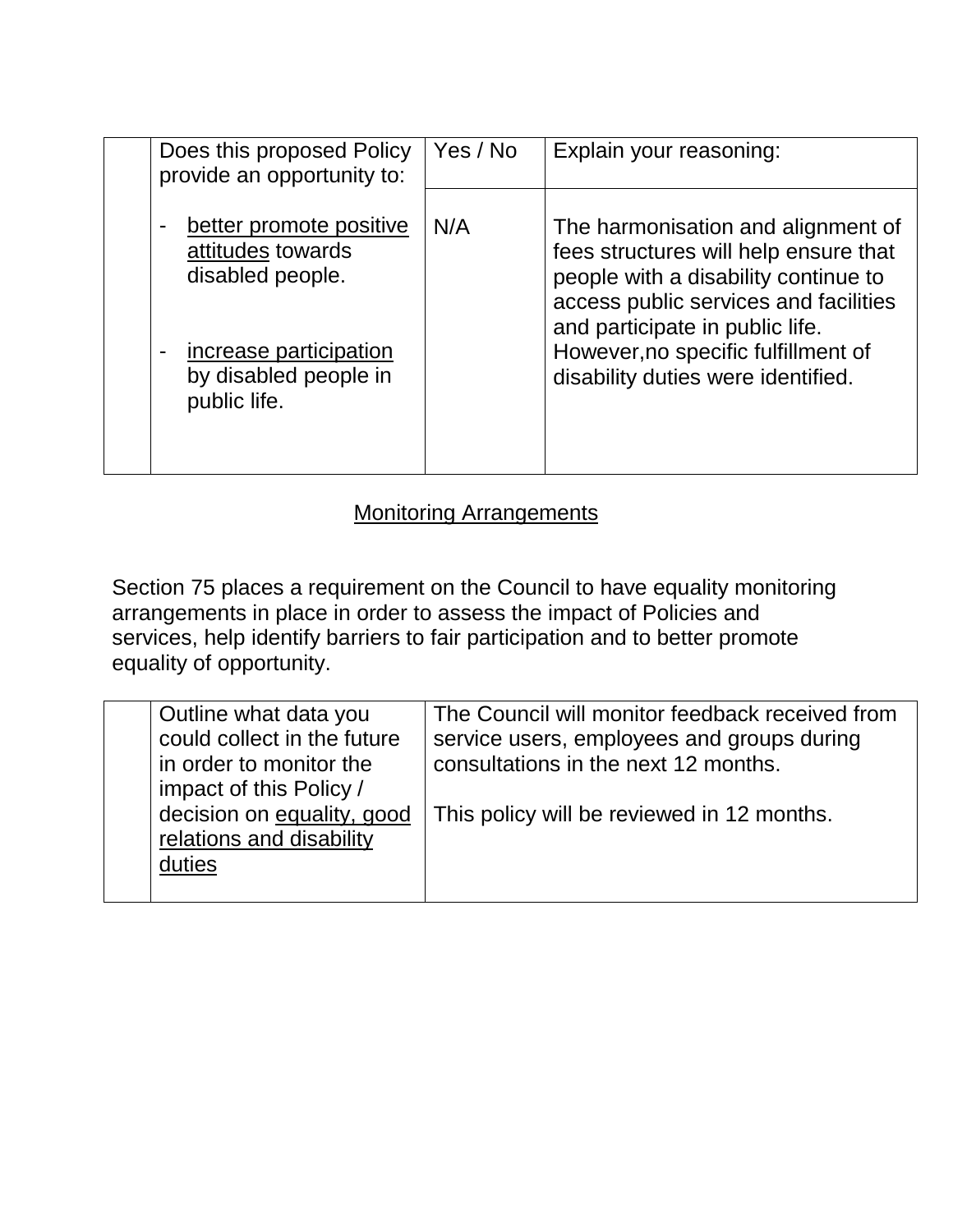| | Does this proposed Policy provide an opportunity to: | Yes / No | Explain your reasoning: |
|---|---|---|---|
| | - better promote positive attitudes towards disabled people.<br><br>- increase participation by disabled people in public life. | N/A | The harmonisation and alignment of fees structures will help ensure that people with a disability continue to access public services and facilities and participate in public life. However,no specific fulfillment of disability duties were identified. |

## Monitoring Arrangements

Section 75 places a requirement on the Council to have equality monitoring arrangements in place in order to assess the impact of Policies and services, help identify barriers to fair participation and to better promote equality of opportunity.

| | | |
|---|---|---|
| | Outline what data you could collect in the future in order to monitor the impact of this Policy / decision on equality, good relations and disability duties | The Council will monitor feedback received from service users, employees and groups during consultations in the next 12 months.<br><br>This policy will be reviewed in 12 months. |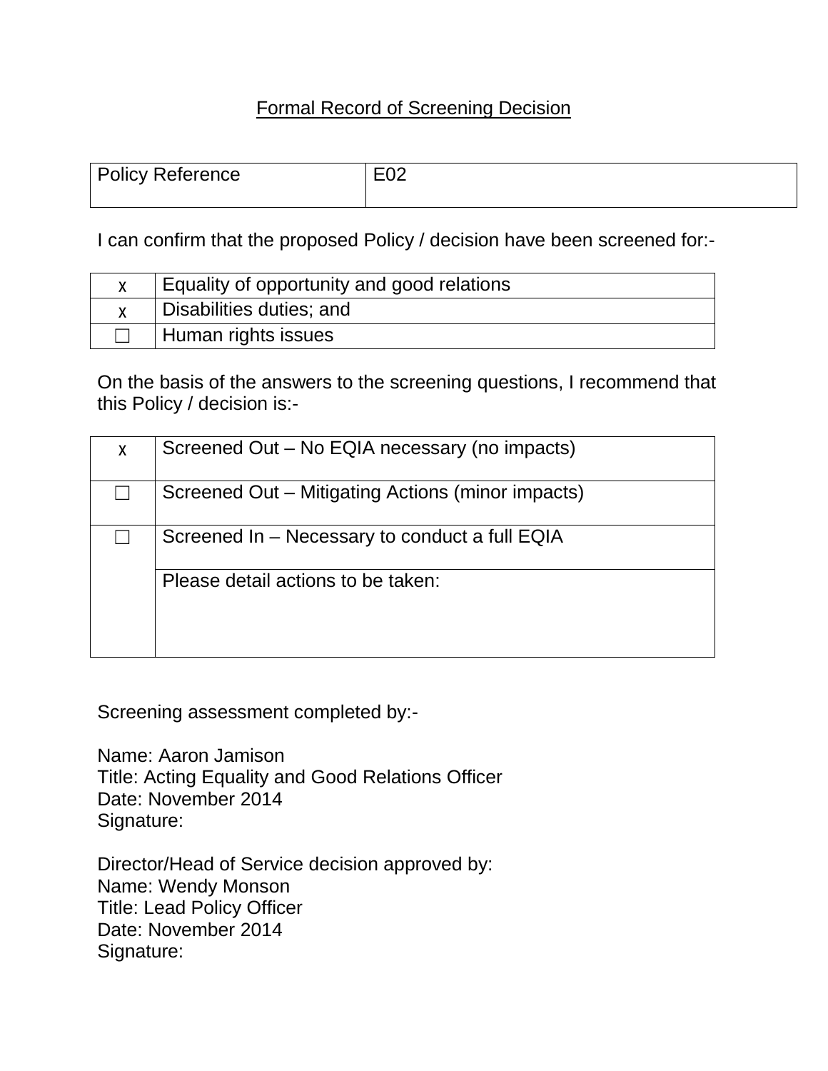<u>Formal Record of Screening Decision</u>

| Policy Reference | E02 |
|---|---|

I can confirm that the proposed Policy / decision have been screened for:-

| | |
|---|---|
| x | Equality of opportunity and good relations |
| x | Disabilities duties; and |
| ☐ | Human rights issues |

On the basis of the answers to the screening questions, I recommend that this Policy / decision is:-

| | |
|---|---|
| x | Screened Out – No EQIA necessary (no impacts) |
| ☐ | Screened Out – Mitigating Actions (minor impacts) |
| ☐ | Screened In – Necessary to conduct a full EQIA |
| | Please detail actions to be taken: |

Screening assessment completed by:-

Name: Aaron Jamison
Title: Acting Equality and Good Relations Officer
Date: November 2014
Signature:

Director/Head of Service decision approved by:
Name: Wendy Monson
Title: Lead Policy Officer
Date: November 2014
Signature: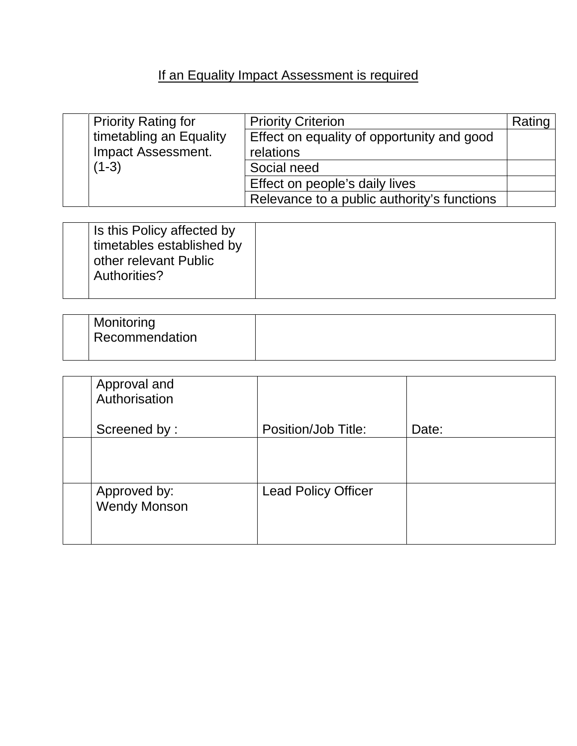If an Equality Impact Assessment is required

| | Priority Rating for timetabling an Equality Impact Assessment. (1-3) | Priority Criterion | Rating |
|---|---|---|---|
| | | Effect on equality of opportunity and good relations | |
| | | Social need | |
| | | Effect on people's daily lives | |
| | | Relevance to a public authority's functions | |

| | Is this Policy affected by timetables established by other relevant Public Authorities? | |
|---|---|---|

| | Monitoring Recommendation | |
|---|---|---|

| | Approval and Authorisation<br><br>Screened by : | Position/Job Title: | Date: |
|---|---|---|---|
| | | | |
| | Approved by:<br>Wendy Monson | Lead Policy Officer | |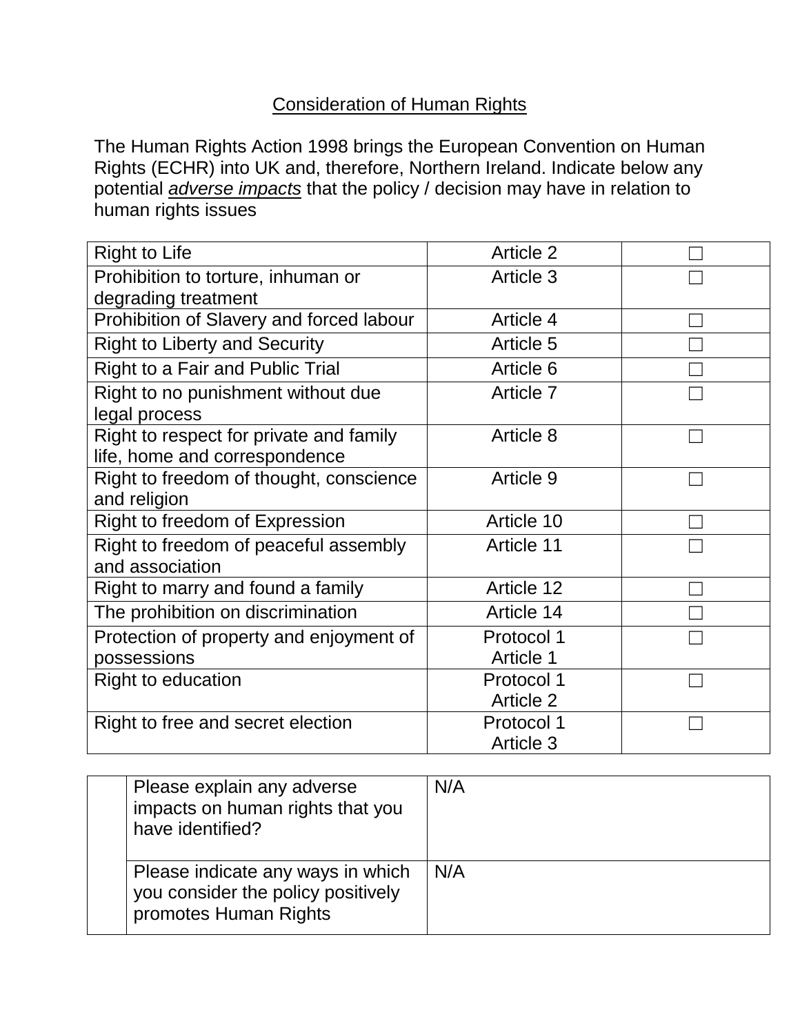Consideration of Human Rights

The Human Rights Action 1998 brings the European Convention on Human Rights (ECHR) into UK and, therefore, Northern Ireland. Indicate below any potential ***adverse impacts*** that the policy / decision may have in relation to human rights issues

| | | |
|---|---|---|
| Right to Life | Article 2 | ☐ |
| Prohibition to torture, inhuman or degrading treatment | Article 3 | ☐ |
| Prohibition of Slavery and forced labour | Article 4 | ☐ |
| Right to Liberty and Security | Article 5 | ☐ |
| Right to a Fair and Public Trial | Article 6 | ☐ |
| Right to no punishment without due legal process | Article 7 | ☐ |
| Right to respect for private and family life, home and correspondence | Article 8 | ☐ |
| Right to freedom of thought, conscience and religion | Article 9 | ☐ |
| Right to freedom of Expression | Article 10 | ☐ |
| Right to freedom of peaceful assembly and association | Article 11 | ☐ |
| Right to marry and found a family | Article 12 | ☐ |
| The prohibition on discrimination | Article 14 | ☐ |
| Protection of property and enjoyment of possessions | Protocol 1 Article 1 | ☐ |
| Right to education | Protocol 1 Article 2 | ☐ |
| Right to free and secret election | Protocol 1 Article 3 | ☐ |

| | | |
|---|---|---|
| | Please explain any adverse impacts on human rights that you have identified? | N/A |
| | Please indicate any ways in which you consider the policy positively promotes Human Rights | N/A |